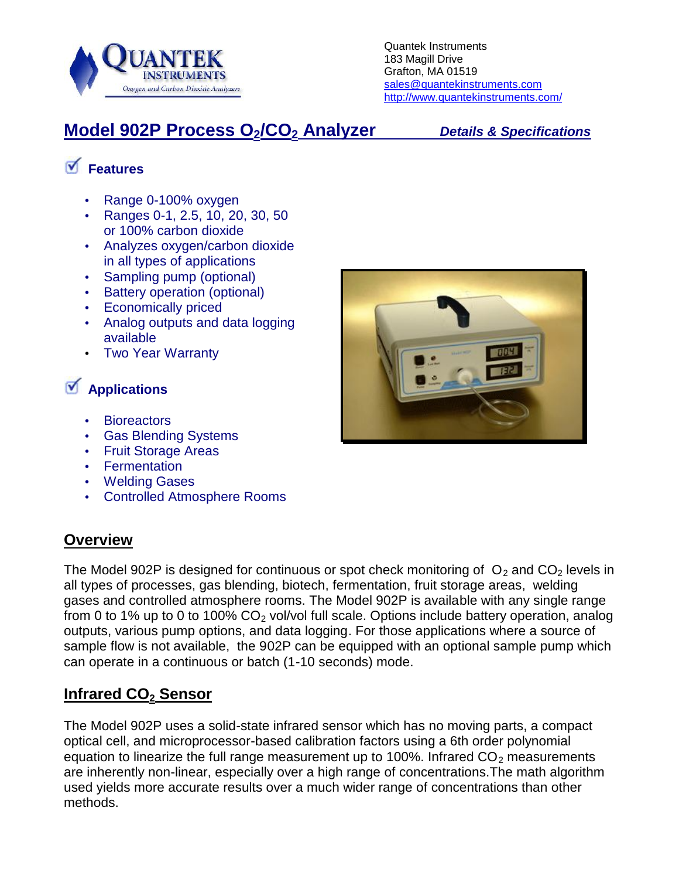Quantek Instruments
183 Magill Drive
Grafton, MA 01519
sales@quantekinstruments.com
http://www.quantekinstruments.com/

# Model 902P Process $O_2$/$CO_2$ Analyzer

***Details & Specifications***

## Features

- Range 0-100% oxygen
- Ranges 0-1, 2.5, 10, 20, 30, 50 or 100% carbon dioxide
- Analyzes oxygen/carbon dioxide in all types of applications
- Sampling pump (optional)
- Battery operation (optional)
- Economically priced
- Analog outputs and data logging available
- Two Year Warranty

## Applications

- Bioreactors
- Gas Blending Systems
- Fruit Storage Areas
- Fermentation
- Welding Gases
- Controlled Atmosphere Rooms

## Overview

The Model 902P is designed for continuous or spot check monitoring of $O_2$ and $CO_2$ levels in all types of processes, gas blending, biotech, fermentation, fruit storage areas, welding gases and controlled atmosphere rooms. The Model 902P is available with any single range from 0 to 1% up to 0 to 100% $CO_2$ vol/vol full scale. Options include battery operation, analog outputs, various pump options, and data logging. For those applications where a source of sample flow is not available, the 902P can be equipped with an optional sample pump which can operate in a continuous or batch (1-10 seconds) mode.

## Infrared $CO_2$ Sensor

The Model 902P uses a solid-state infrared sensor which has no moving parts, a compact optical cell, and microprocessor-based calibration factors using a 6th order polynomial equation to linearize the full range measurement up to 100%. Infrared $CO_2$ measurements are inherently non-linear, especially over a high range of concentrations.The math algorithm used yields more accurate results over a much wider range of concentrations than other methods.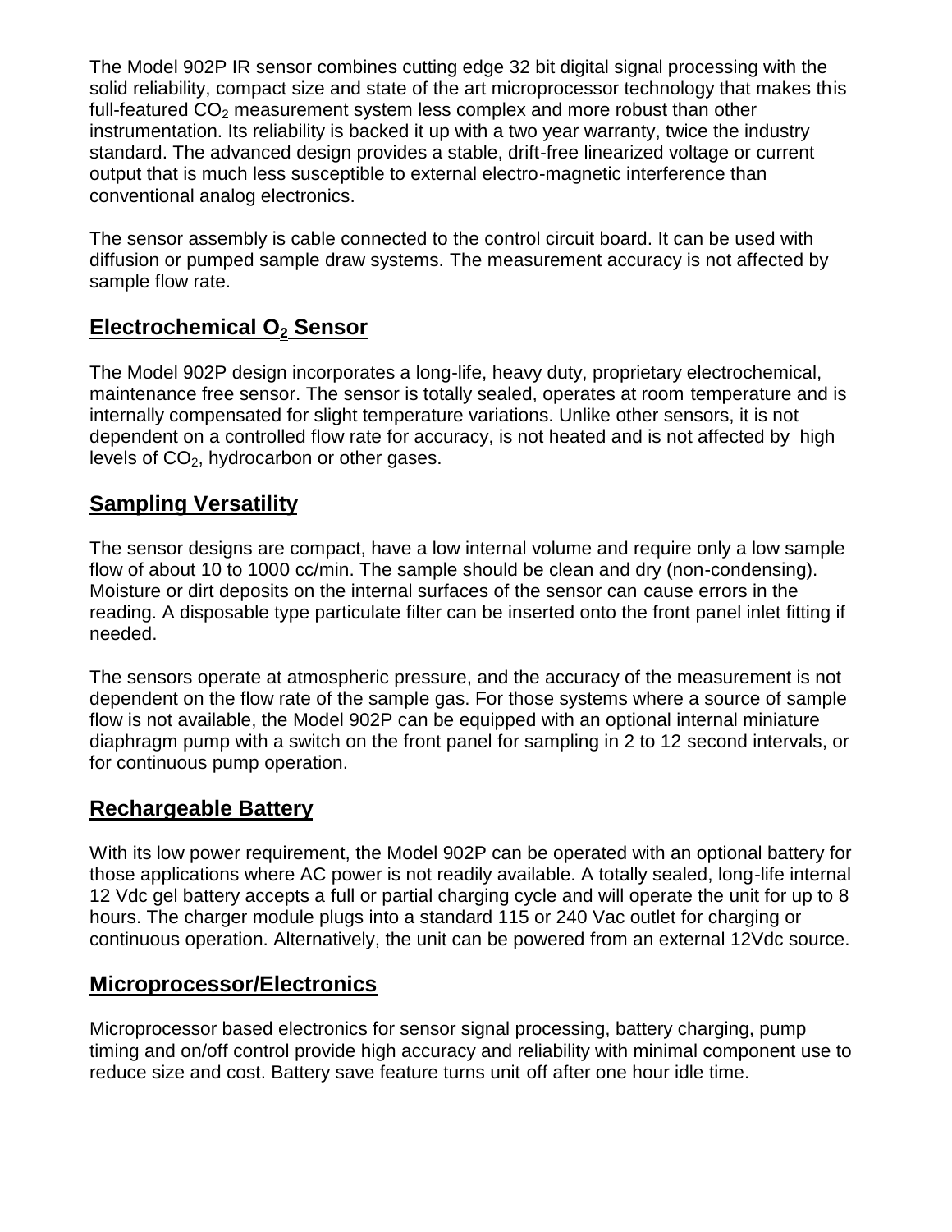The Model 902P IR sensor combines cutting edge 32 bit digital signal processing with the solid reliability, compact size and state of the art microprocessor technology that makes this full-featured $CO_2$ measurement system less complex and more robust than other instrumentation. Its reliability is backed it up with a two year warranty, twice the industry standard. The advanced design provides a stable, drift-free linearized voltage or current output that is much less susceptible to external electro-magnetic interference than conventional analog electronics.

The sensor assembly is cable connected to the control circuit board. It can be used with diffusion or pumped sample draw systems. The measurement accuracy is not affected by sample flow rate.

## Electrochemical $O_2$ Sensor

The Model 902P design incorporates a long-life, heavy duty, proprietary electrochemical, maintenance free sensor. The sensor is totally sealed, operates at room temperature and is internally compensated for slight temperature variations. Unlike other sensors, it is not dependent on a controlled flow rate for accuracy, is not heated and is not affected by high levels of $CO_2$, hydrocarbon or other gases.

## Sampling Versatility

The sensor designs are compact, have a low internal volume and require only a low sample flow of about 10 to 1000 cc/min. The sample should be clean and dry (non-condensing). Moisture or dirt deposits on the internal surfaces of the sensor can cause errors in the reading. A disposable type particulate filter can be inserted onto the front panel inlet fitting if needed.

The sensors operate at atmospheric pressure, and the accuracy of the measurement is not dependent on the flow rate of the sample gas. For those systems where a source of sample flow is not available, the Model 902P can be equipped with an optional internal miniature diaphragm pump with a switch on the front panel for sampling in 2 to 12 second intervals, or for continuous pump operation.

## Rechargeable Battery

With its low power requirement, the Model 902P can be operated with an optional battery for those applications where AC power is not readily available. A totally sealed, long-life internal 12 Vdc gel battery accepts a full or partial charging cycle and will operate the unit for up to 8 hours. The charger module plugs into a standard 115 or 240 Vac outlet for charging or continuous operation. Alternatively, the unit can be powered from an external 12Vdc source.

## Microprocessor/Electronics

Microprocessor based electronics for sensor signal processing, battery charging, pump timing and on/off control provide high accuracy and reliability with minimal component use to reduce size and cost. Battery save feature turns unit off after one hour idle time.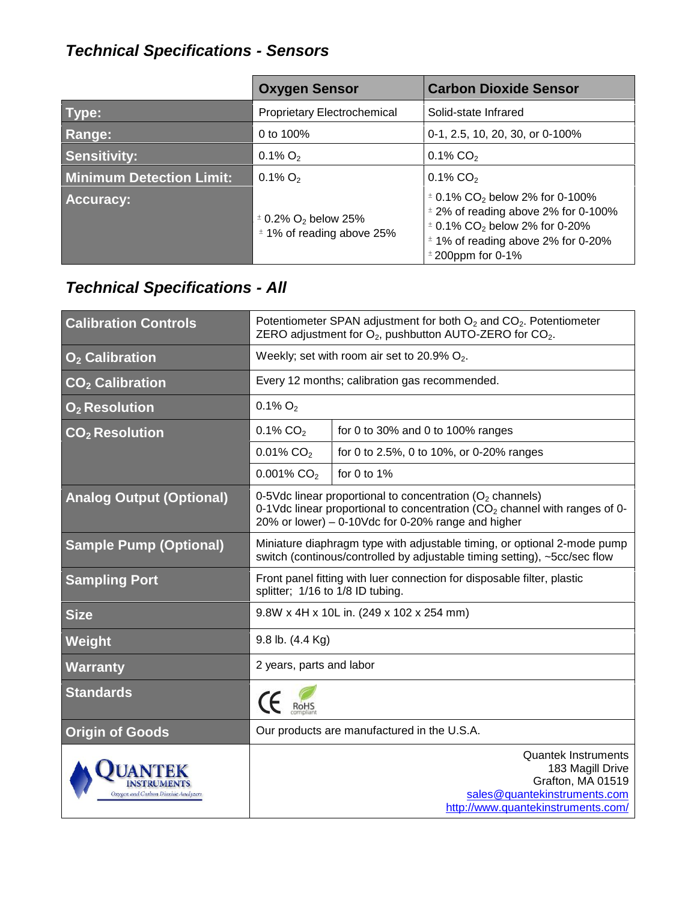## *Technical Specifications - Sensors*

| | Oxygen Sensor | Carbon Dioxide Sensor |
|---|---|---|
| **Type:** | Proprietary Electrochemical | Solid-state Infrared |
| **Range:** | 0 to 100% | 0-1, 2.5, 10, 20, 30, or 0-100% |
| **Sensitivity:** | 0.1% $O_2$ | 0.1% $CO_2$ |
| **Minimum Detection Limit:** | 0.1% $O_2$ | 0.1% $CO_2$ |
| **Accuracy:** | ± 0.2% $O_2$ below 25%<br>± 1% of reading above 25% | ± 0.1% $CO_2$ below 2% for 0-100%<br>± 2% of reading above 2% for 0-100%<br>± 0.1% $CO_2$ below 2% for 0-20%<br>± 1% of reading above 2% for 0-20%<br>± 200ppm for 0-1% |

## *Technical Specifications - All*

| | | |
|---|---|---|
| **Calibration Controls** | Potentiometer SPAN adjustment for both $O_2$ and $CO_2$. Potentiometer ZERO adjustment for $O_2$, pushbutton AUTO-ZERO for $CO_2$. | |
| **$O_2$ Calibration** | Weekly; set with room air set to 20.9% $O_2$. | |
| **$CO_2$ Calibration** | Every 12 months; calibration gas recommended. | |
| **$O_2$ Resolution** | 0.1% $O_2$ | |
| **$CO_2$ Resolution** | 0.1% $CO_2$ | for 0 to 30% and 0 to 100% ranges |
| | 0.01% $CO_2$ | for 0 to 2.5%, 0 to 10%, or 0-20% ranges |
| | 0.001% $CO_2$ | for 0 to 1% |
| **Analog Output (Optional)** | 0-5Vdc linear proportional to concentration ($O_2$ channels)<br>0-1Vdc linear proportional to concentration ($CO_2$ channel with ranges of 0-20% or lower) – 0-10Vdc for 0-20% range and higher | |
| **Sample Pump (Optional)** | Miniature diaphragm type with adjustable timing, or optional 2-mode pump switch (continous/controlled by adjustable timing setting), ~5cc/sec flow | |
| **Sampling Port** | Front panel fitting with luer connection for disposable filter, plastic splitter; 1/16 to 1/8 ID tubing. | |
| **Size** | 9.8W x 4H x 10L in. (249 x 102 x 254 mm) | |
| **Weight** | 9.8 lb. (4.4 Kg) | |
| **Warranty** | 2 years, parts and labor | |
| **Standards** | CE RoHS compliant | |
| **Origin of Goods** | Our products are manufactured in the U.S.A. | |

QUANTEK INSTRUMENTS
Oxygen and Carbon Dioxide Analyzers

Quantek Instruments
183 Magill Drive
Grafton, MA 01519
sales@quantekinstruments.com
http://www.quantekinstruments.com/